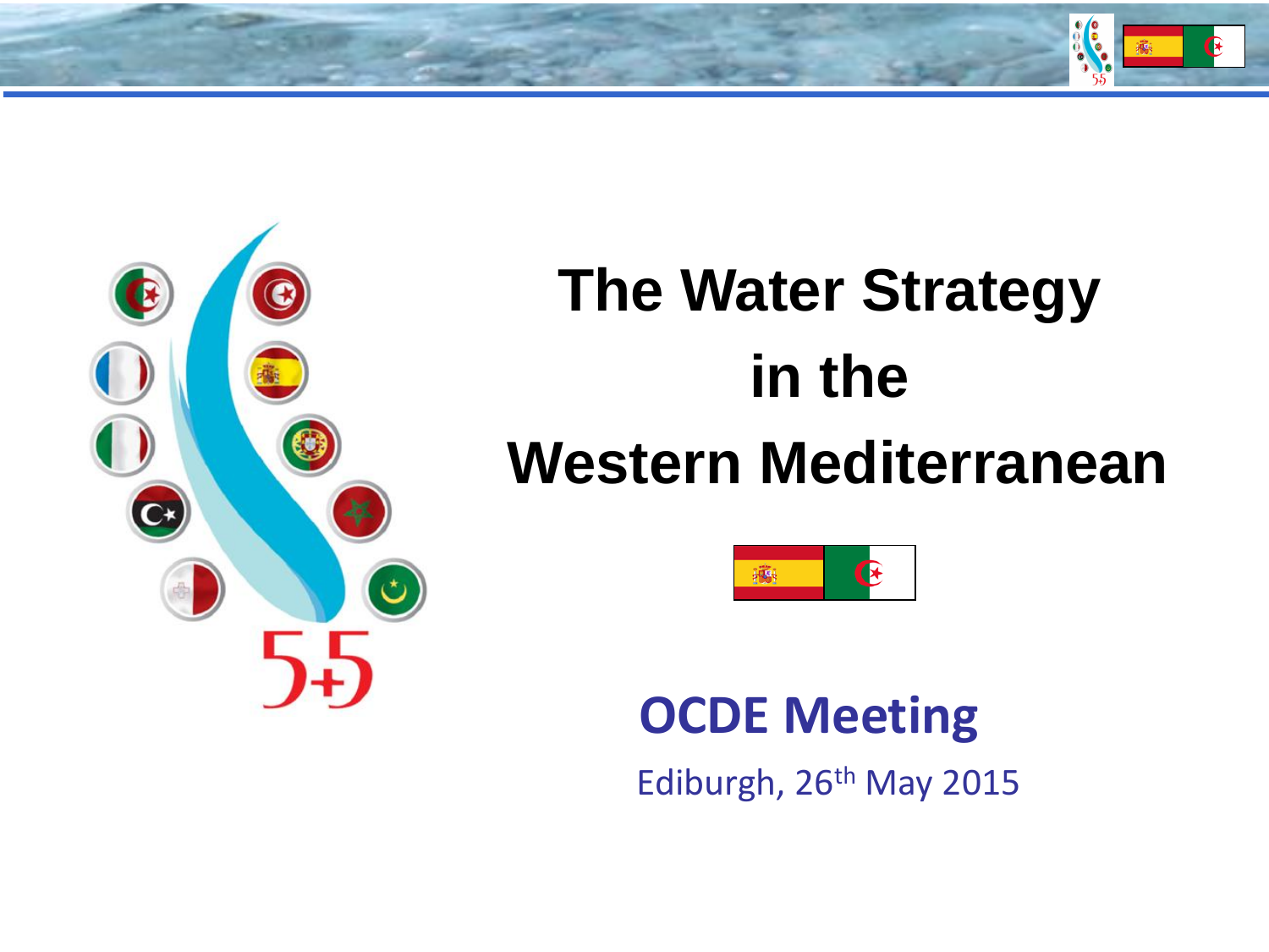# The Water Strategy in the Western Mediterranean

**OCDE Meeting**

Ediburgh, 26th May 2015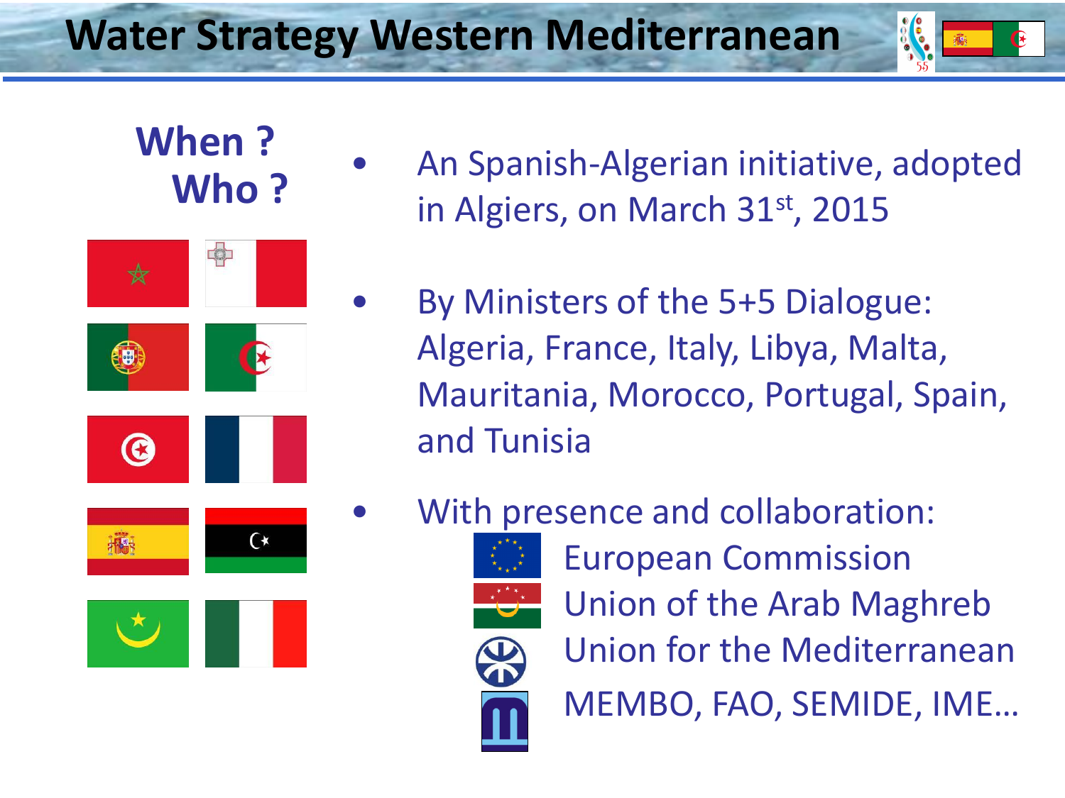# Water Strategy Western Mediterranean

## When ? Who ?

- An Spanish-Algerian initiative, adopted in Algiers, on March 31st, 2015
- By Ministers of the 5+5 Dialogue: Algeria, France, Italy, Libya, Malta, Mauritania, Morocco, Portugal, Spain, and Tunisia
- With presence and collaboration:
  - European Commission
  - Union of the Arab Maghreb
  - Union for the Mediterranean
  - MEMBO, FAO, SEMIDE, IME…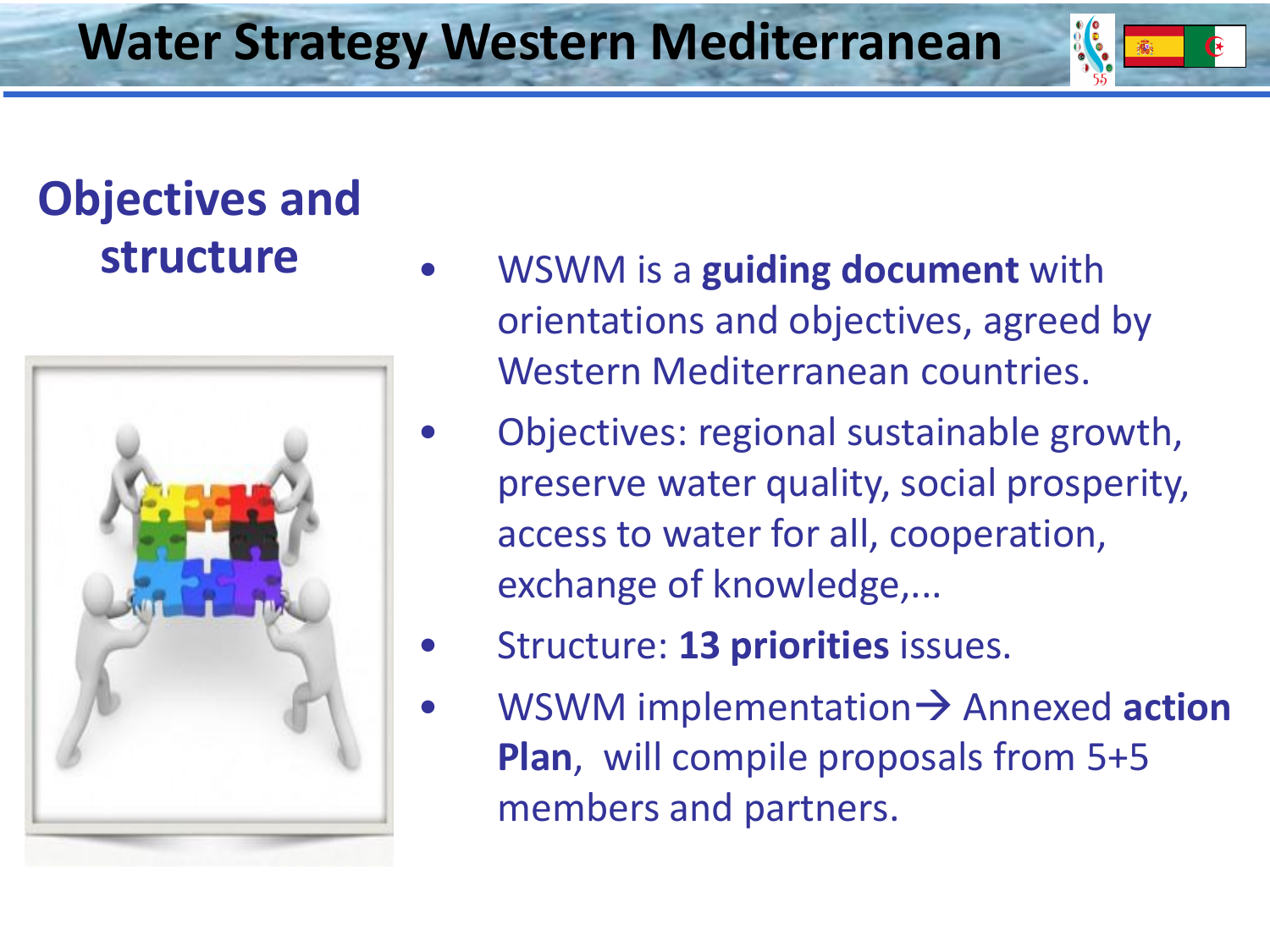# Water Strategy Western Mediterranean

## Objectives and structure

- WSWM is a **guiding document** with orientations and objectives, agreed by Western Mediterranean countries.
- Objectives: regional sustainable growth, preserve water quality, social prosperity, access to water for all, cooperation, exchange of knowledge,...
- Structure: **13 priorities** issues.
- WSWM implementation→ Annexed **action Plan**, will compile proposals from 5+5 members and partners.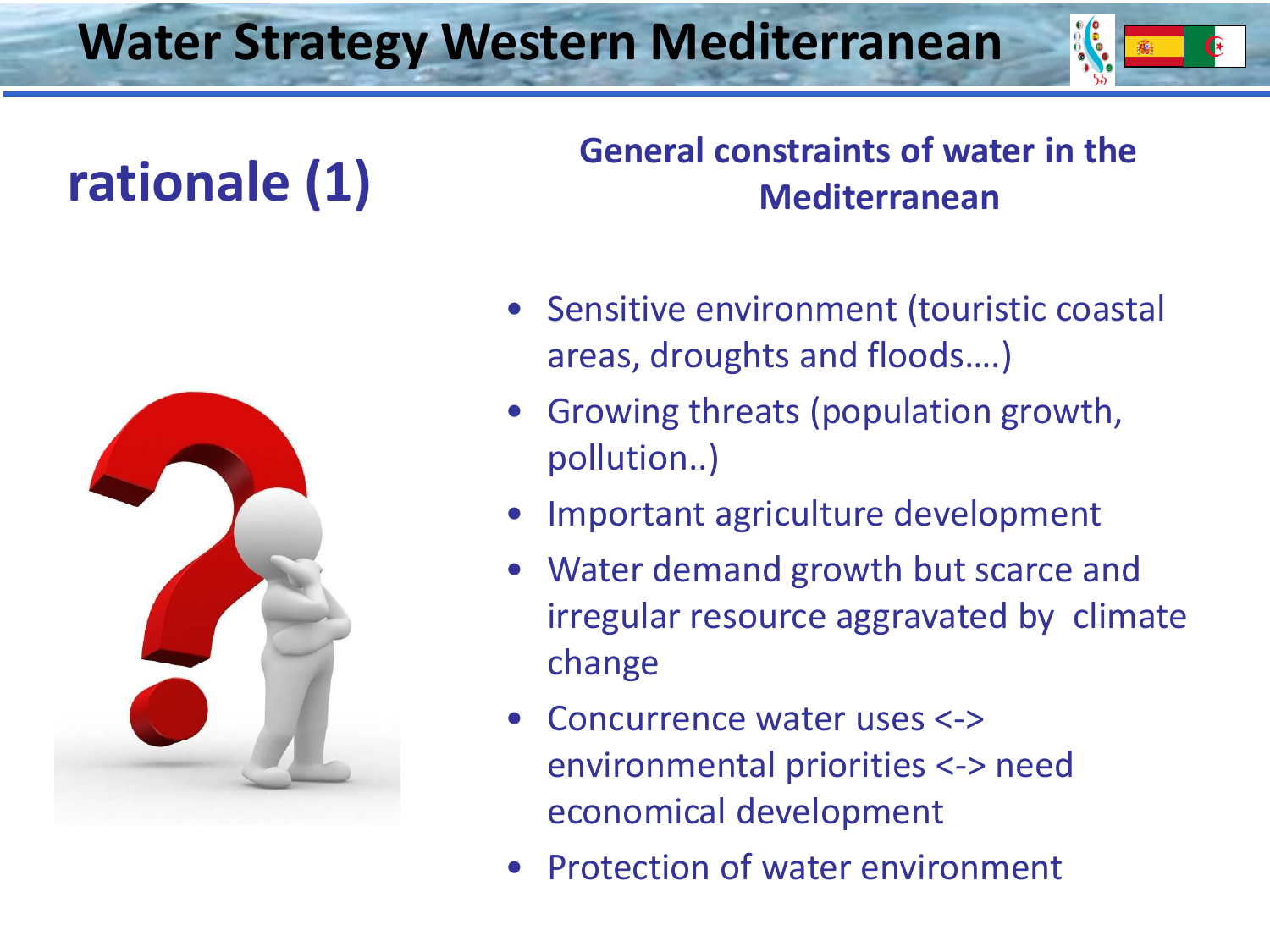# Water Strategy Western Mediterranean

## rationale (1)

### General constraints of water in the Mediterranean

- Sensitive environment (touristic coastal areas, droughts and floods….)
- Growing threats (population growth, pollution..)
- Important agriculture development
- Water demand growth but scarce and irregular resource aggravated by climate change
- Concurrence water uses <-> environmental priorities <-> need economical development
- Protection of water environment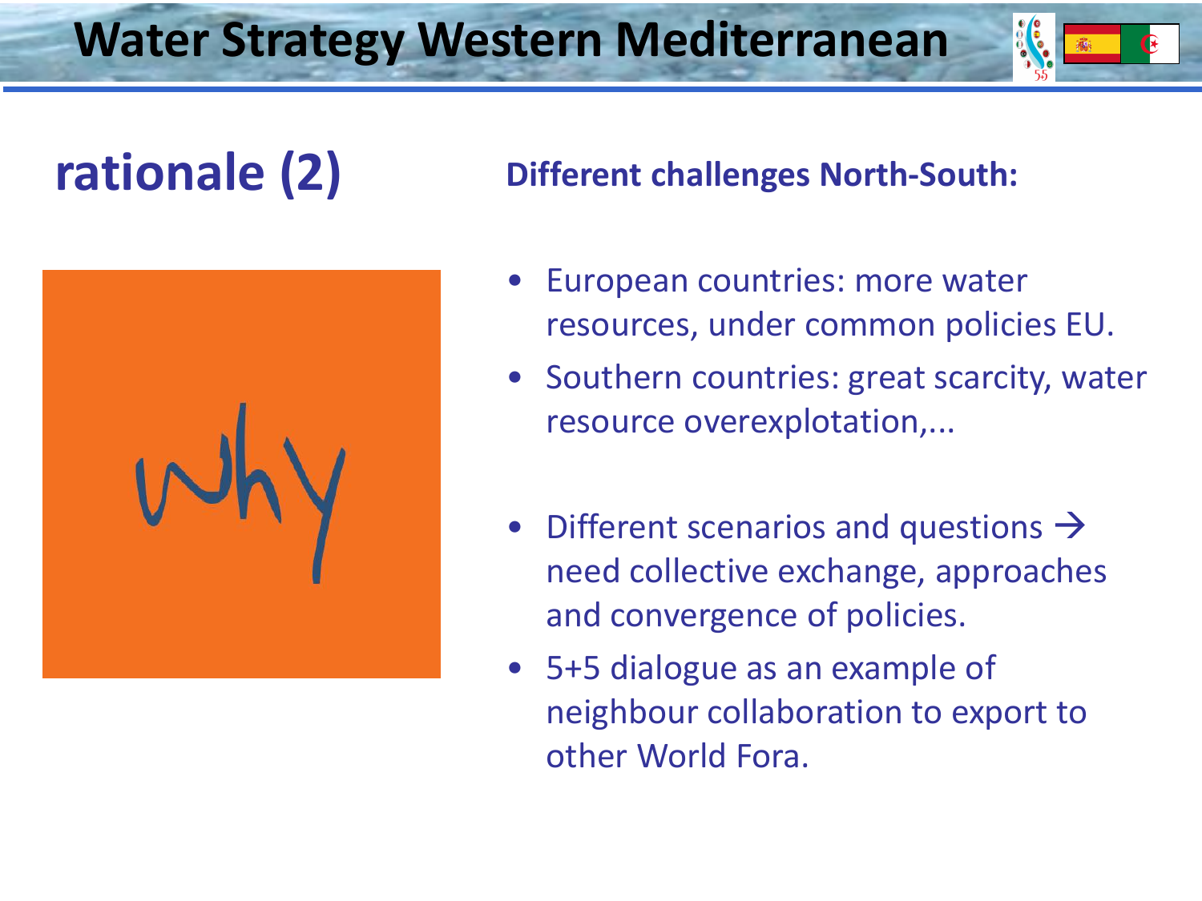# Water Strategy Western Mediterranean

## rationale (2)

**Different challenges North-South:**

- European countries: more water resources, under common policies EU.
- Southern countries: great scarcity, water resource overexplotation,...
- Different scenarios and questions → need collective exchange, approaches and convergence of policies.
- 5+5 dialogue as an example of neighbour collaboration to export to other World Fora.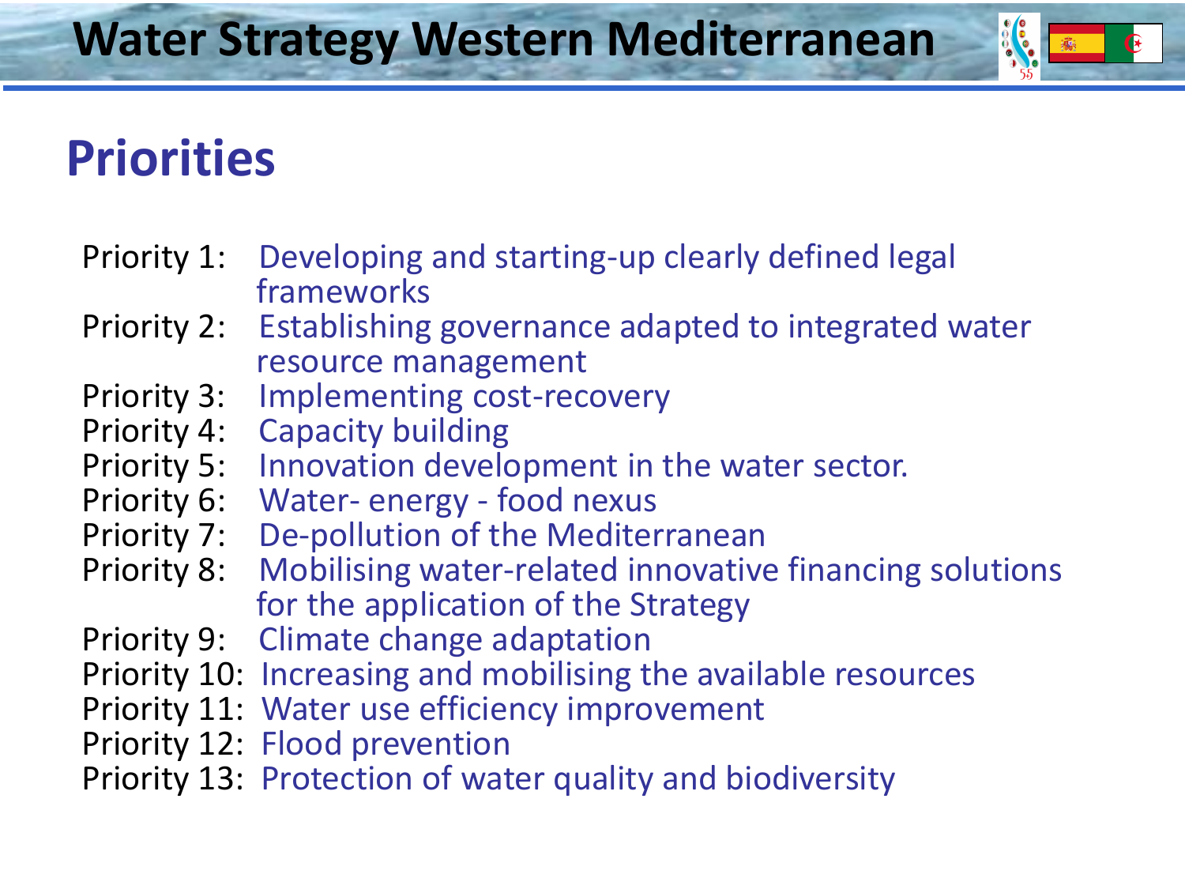# Water Strategy Western Mediterranean

## Priorities

- Priority 1: Developing and starting-up clearly defined legal frameworks
- Priority 2: Establishing governance adapted to integrated water resource management
- Priority 3: Implementing cost-recovery
- Priority 4: Capacity building
- Priority 5: Innovation development in the water sector.
- Priority 6: Water- energy - food nexus
- Priority 7: De-pollution of the Mediterranean
- Priority 8: Mobilising water-related innovative financing solutions for the application of the Strategy
- Priority 9: Climate change adaptation
- Priority 10: Increasing and mobilising the available resources
- Priority 11: Water use efficiency improvement
- Priority 12: Flood prevention
- Priority 13: Protection of water quality and biodiversity